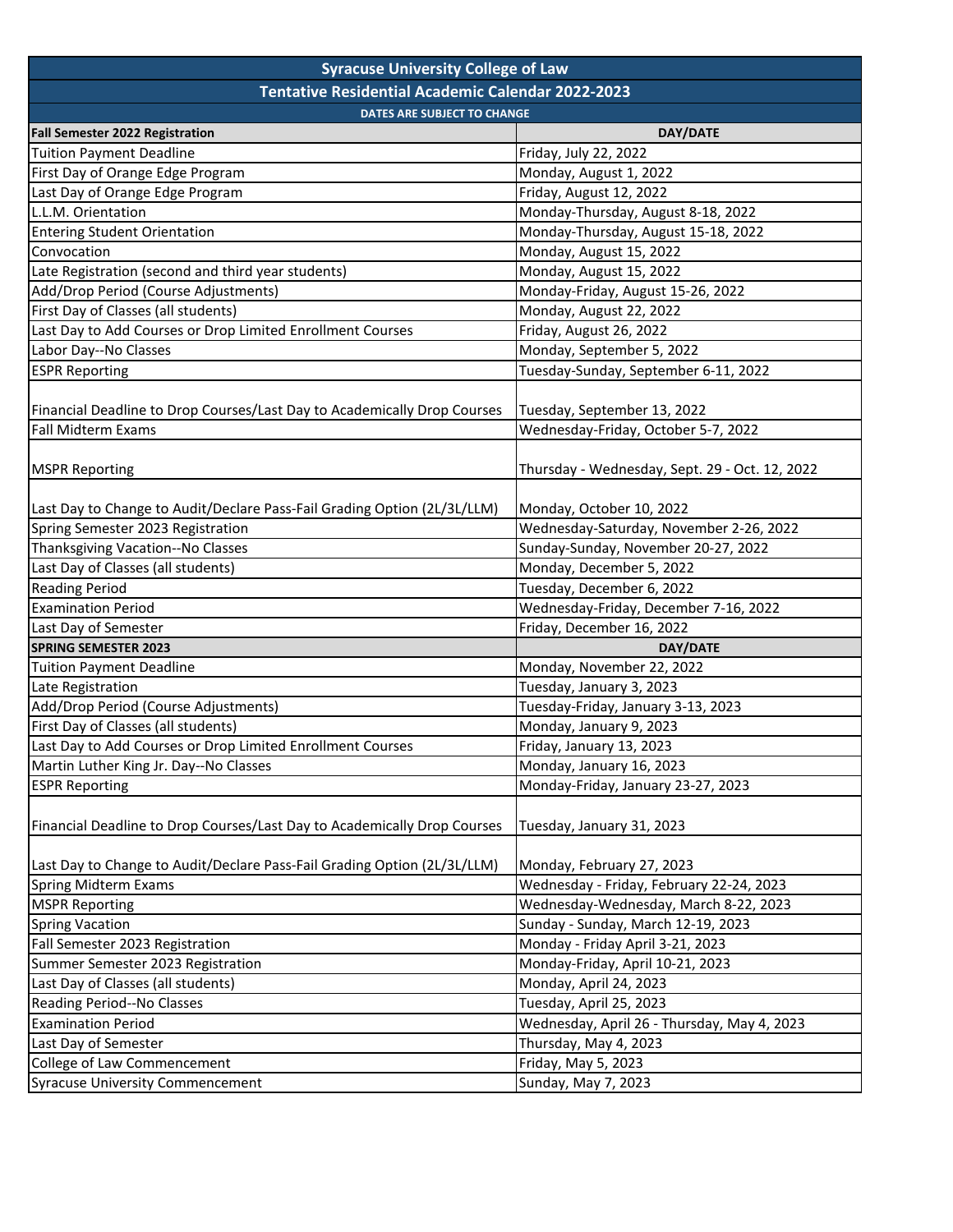## Syracuse University College of Law

## Tentative Residential Academic Calendar 2022-2023

**DATES ARE SUBJECT TO CHANGE**

| **Fall Semester 2022 Registration** | **DAY/DATE** |
|---|---|
| Tuition Payment Deadline | Friday, July 22, 2022 |
| First Day of Orange Edge Program | Monday, August 1, 2022 |
| Last Day of Orange Edge Program | Friday, August 12, 2022 |
| L.L.M. Orientation | Monday-Thursday, August 8-18, 2022 |
| Entering Student Orientation | Monday-Thursday, August 15-18, 2022 |
| Convocation | Monday, August 15, 2022 |
| Late Registration (second and third year students) | Monday, August 15, 2022 |
| Add/Drop Period (Course Adjustments) | Monday-Friday, August 15-26, 2022 |
| First Day of Classes (all students) | Monday, August 22, 2022 |
| Last Day to Add Courses or Drop Limited Enrollment Courses | Friday, August 26, 2022 |
| Labor Day--No Classes | Monday, September 5, 2022 |
| ESPR Reporting | Tuesday-Sunday, September 6-11, 2022 |
| Financial Deadline to Drop Courses/Last Day to Academically Drop Courses | Tuesday, September 13, 2022 |
| Fall Midterm Exams | Wednesday-Friday, October 5-7, 2022 |
| MSPR Reporting | Thursday - Wednesday, Sept. 29 - Oct. 12, 2022 |
| Last Day to Change to Audit/Declare Pass-Fail Grading Option (2L/3L/LLM) | Monday, October 10, 2022 |
| Spring Semester 2023 Registration | Wednesday-Saturday, November 2-26, 2022 |
| Thanksgiving Vacation--No Classes | Sunday-Sunday, November 20-27, 2022 |
| Last Day of Classes (all students) | Monday, December 5, 2022 |
| Reading Period | Tuesday, December 6, 2022 |
| Examination Period | Wednesday-Friday, December 7-16, 2022 |
| Last Day of Semester | Friday, December 16, 2022 |
| **SPRING SEMESTER 2023** | **DAY/DATE** |
| Tuition Payment Deadline | Monday, November 22, 2022 |
| Late Registration | Tuesday, January 3, 2023 |
| Add/Drop Period (Course Adjustments) | Tuesday-Friday, January 3-13, 2023 |
| First Day of Classes (all students) | Monday, January 9, 2023 |
| Last Day to Add Courses or Drop Limited Enrollment Courses | Friday, January 13, 2023 |
| Martin Luther King Jr. Day--No Classes | Monday, January 16, 2023 |
| ESPR Reporting | Monday-Friday, January 23-27, 2023 |
| Financial Deadline to Drop Courses/Last Day to Academically Drop Courses | Tuesday, January 31, 2023 |
| Last Day to Change to Audit/Declare Pass-Fail Grading Option (2L/3L/LLM) | Monday, February 27, 2023 |
| Spring Midterm Exams | Wednesday - Friday, February 22-24, 2023 |
| MSPR Reporting | Wednesday-Wednesday, March 8-22, 2023 |
| Spring Vacation | Sunday - Sunday, March 12-19, 2023 |
| Fall Semester 2023 Registration | Monday - Friday April 3-21, 2023 |
| Summer Semester 2023 Registration | Monday-Friday, April 10-21, 2023 |
| Last Day of Classes (all students) | Monday, April 24, 2023 |
| Reading Period--No Classes | Tuesday, April 25, 2023 |
| Examination Period | Wednesday, April 26 - Thursday, May 4, 2023 |
| Last Day of Semester | Thursday, May 4, 2023 |
| College of Law Commencement | Friday, May 5, 2023 |
| Syracuse University Commencement | Sunday, May 7, 2023 |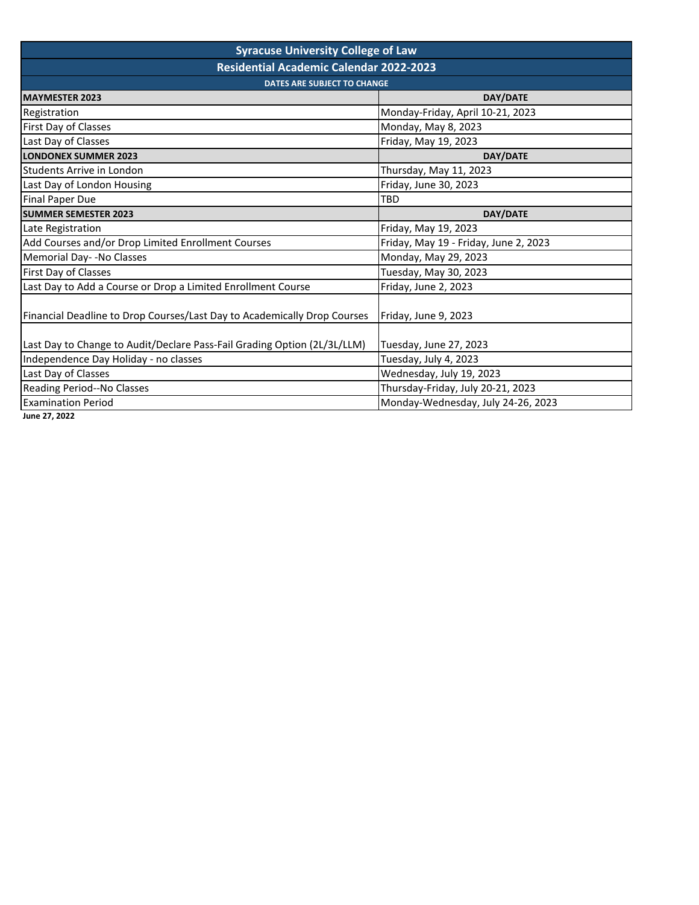| Syracuse University College of Law | |
|---|---|
| **Residential Academic Calendar 2022-2023** | |
| **DATES ARE SUBJECT TO CHANGE** | |
| **MAYMESTER 2023** | **DAY/DATE** |
| Registration | Monday-Friday, April 10-21, 2023 |
| First Day of Classes | Monday, May 8, 2023 |
| Last Day of Classes | Friday, May 19, 2023 |
| **LONDONEX SUMMER 2023** | **DAY/DATE** |
| Students Arrive in London | Thursday, May 11, 2023 |
| Last Day of London Housing | Friday, June 30, 2023 |
| Final Paper Due | TBD |
| **SUMMER SEMESTER 2023** | **DAY/DATE** |
| Late Registration | Friday, May 19, 2023 |
| Add Courses and/or Drop Limited Enrollment Courses | Friday, May 19 - Friday, June 2, 2023 |
| Memorial Day- -No Classes | Monday, May 29, 2023 |
| First Day of Classes | Tuesday, May 30, 2023 |
| Last Day to Add a Course or Drop a Limited Enrollment Course | Friday, June 2, 2023 |
| Financial Deadline to Drop Courses/Last Day to Academically Drop Courses | Friday, June 9, 2023 |
| Last Day to Change to Audit/Declare Pass-Fail Grading Option (2L/3L/LLM) | Tuesday, June 27, 2023 |
| Independence Day Holiday - no classes | Tuesday, July 4, 2023 |
| Last Day of Classes | Wednesday, July 19, 2023 |
| Reading Period--No Classes | Thursday-Friday, July 20-21, 2023 |
| Examination Period | Monday-Wednesday, July 24-26, 2023 |

**June 27, 2022**